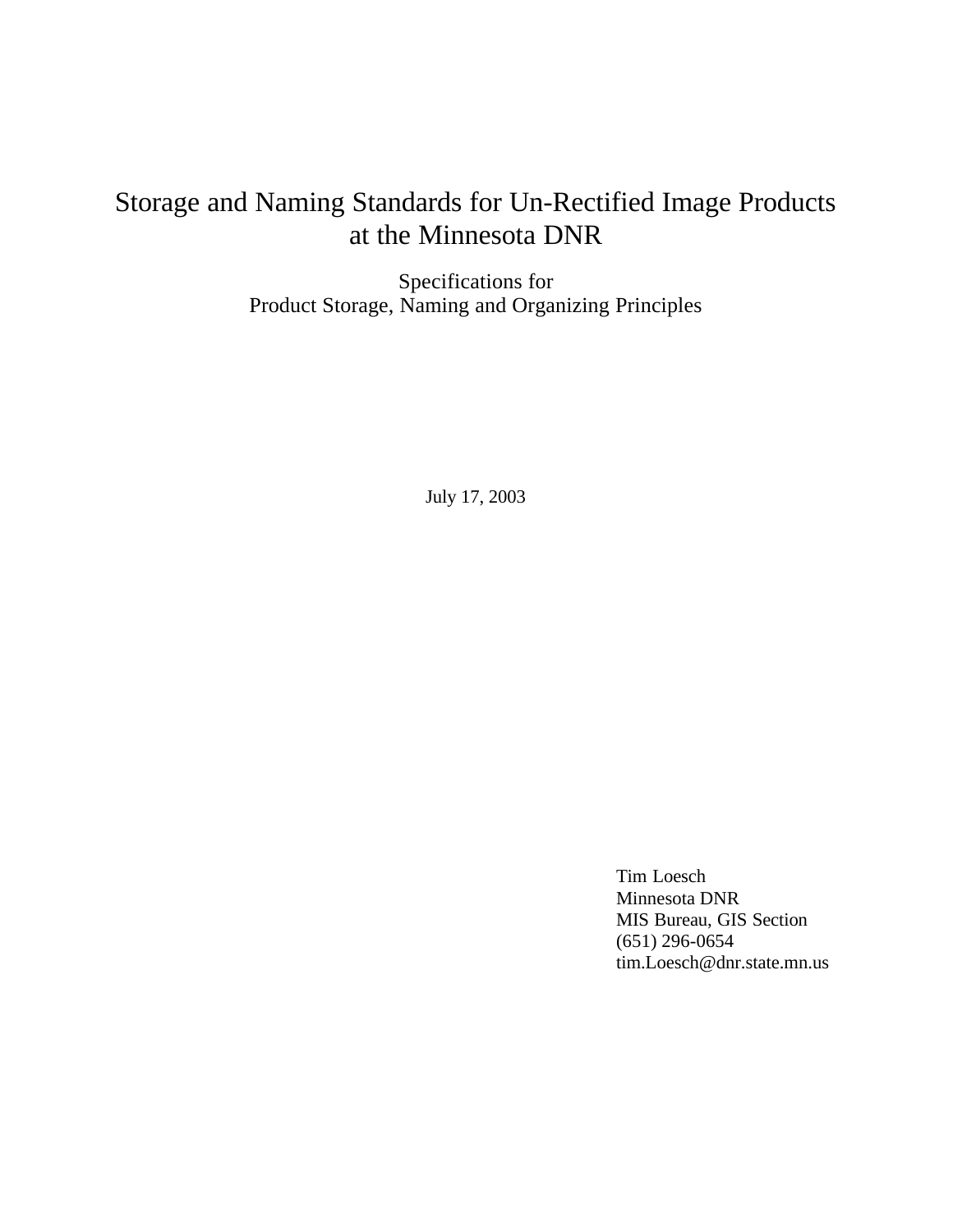# Storage and Naming Standards for Un-Rectified Image Products at the Minnesota DNR

Specifications for
Product Storage, Naming and Organizing Principles

July 17, 2003

Tim Loesch
Minnesota DNR
MIS Bureau, GIS Section
(651) 296-0654
tim.Loesch@dnr.state.mn.us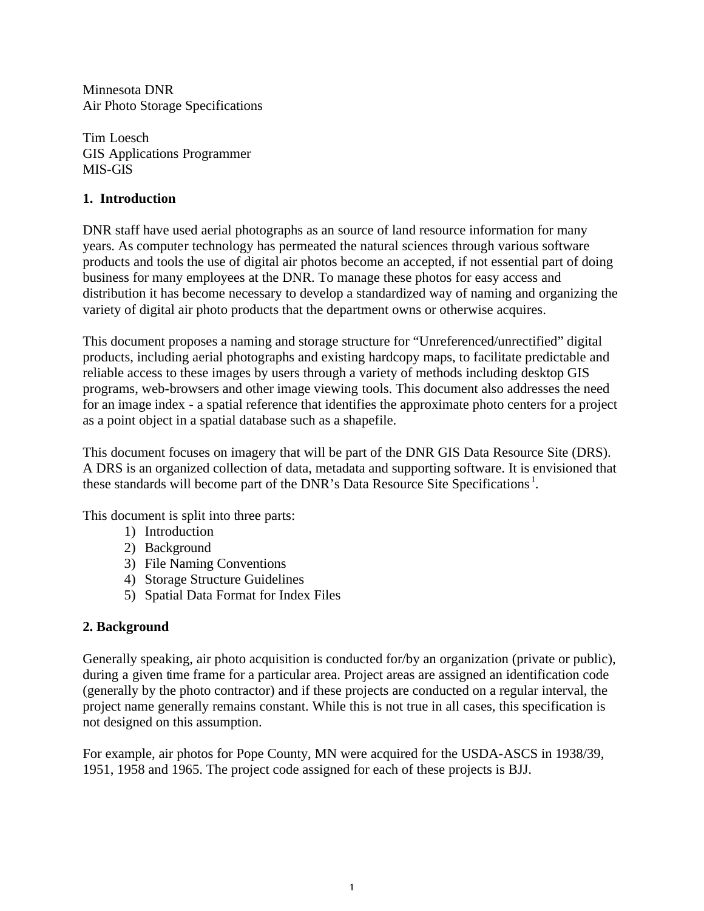Minnesota DNR
Air Photo Storage Specifications

Tim Loesch
GIS Applications Programmer
MIS-GIS

## 1. Introduction

DNR staff have used aerial photographs as an source of land resource information for many years. As computer technology has permeated the natural sciences through various software products and tools the use of digital air photos become an accepted, if not essential part of doing business for many employees at the DNR. To manage these photos for easy access and distribution it has become necessary to develop a standardized way of naming and organizing the variety of digital air photo products that the department owns or otherwise acquires.

This document proposes a naming and storage structure for "Unreferenced/unrectified" digital products, including aerial photographs and existing hardcopy maps, to facilitate predictable and reliable access to these images by users through a variety of methods including desktop GIS programs, web-browsers and other image viewing tools. This document also addresses the need for an image index - a spatial reference that identifies the approximate photo centers for a project as a point object in a spatial database such as a shapefile.

This document focuses on imagery that will be part of the DNR GIS Data Resource Site (DRS). A DRS is an organized collection of data, metadata and supporting software. It is envisioned that these standards will become part of the DNR's Data Resource Site Specifications[1].

This document is split into three parts:

1) Introduction
2) Background
3) File Naming Conventions
4) Storage Structure Guidelines
5) Spatial Data Format for Index Files

## 2. Background

Generally speaking, air photo acquisition is conducted for/by an organization (private or public), during a given time frame for a particular area. Project areas are assigned an identification code (generally by the photo contractor) and if these projects are conducted on a regular interval, the project name generally remains constant. While this is not true in all cases, this specification is not designed on this assumption.

For example, air photos for Pope County, MN were acquired for the USDA-ASCS in 1938/39, 1951, 1958 and 1965. The project code assigned for each of these projects is BJJ.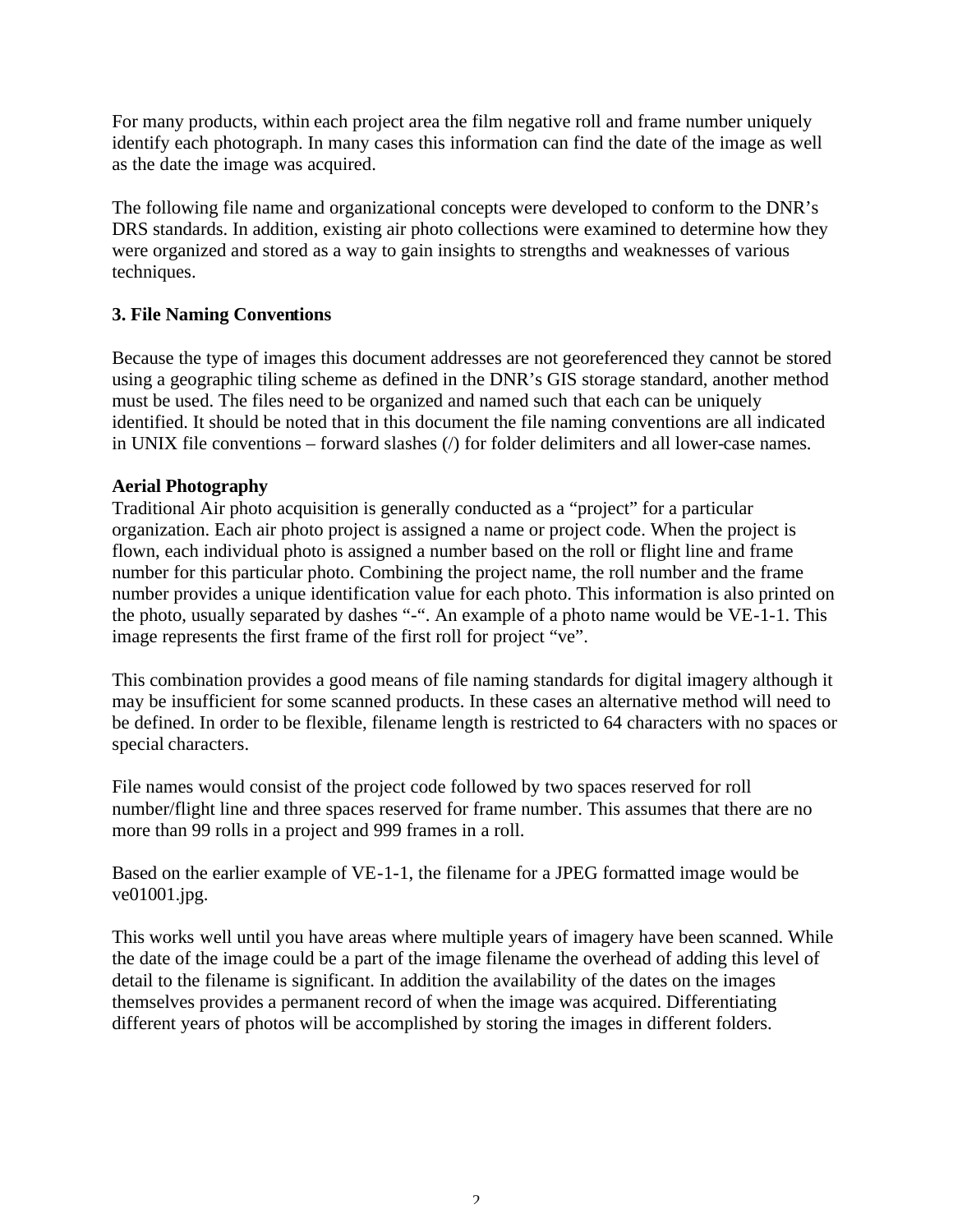For many products, within each project area the film negative roll and frame number uniquely identify each photograph. In many cases this information can find the date of the image as well as the date the image was acquired.

The following file name and organizational concepts were developed to conform to the DNR's DRS standards. In addition, existing air photo collections were examined to determine how they were organized and stored as a way to gain insights to strengths and weaknesses of various techniques.

## 3. File Naming Conventions

Because the type of images this document addresses are not georeferenced they cannot be stored using a geographic tiling scheme as defined in the DNR's GIS storage standard, another method must be used. The files need to be organized and named such that each can be uniquely identified. It should be noted that in this document the file naming conventions are all indicated in UNIX file conventions – forward slashes (/) for folder delimiters and all lower-case names.

### Aerial Photography

Traditional Air photo acquisition is generally conducted as a "project" for a particular organization. Each air photo project is assigned a name or project code. When the project is flown, each individual photo is assigned a number based on the roll or flight line and frame number for this particular photo. Combining the project name, the roll number and the frame number provides a unique identification value for each photo. This information is also printed on the photo, usually separated by dashes "-". An example of a photo name would be VE-1-1. This image represents the first frame of the first roll for project "ve".

This combination provides a good means of file naming standards for digital imagery although it may be insufficient for some scanned products. In these cases an alternative method will need to be defined. In order to be flexible, filename length is restricted to 64 characters with no spaces or special characters.

File names would consist of the project code followed by two spaces reserved for roll number/flight line and three spaces reserved for frame number. This assumes that there are no more than 99 rolls in a project and 999 frames in a roll.

Based on the earlier example of VE-1-1, the filename for a JPEG formatted image would be ve01001.jpg.

This works well until you have areas where multiple years of imagery have been scanned. While the date of the image could be a part of the image filename the overhead of adding this level of detail to the filename is significant. In addition the availability of the dates on the images themselves provides a permanent record of when the image was acquired. Differentiating different years of photos will be accomplished by storing the images in different folders.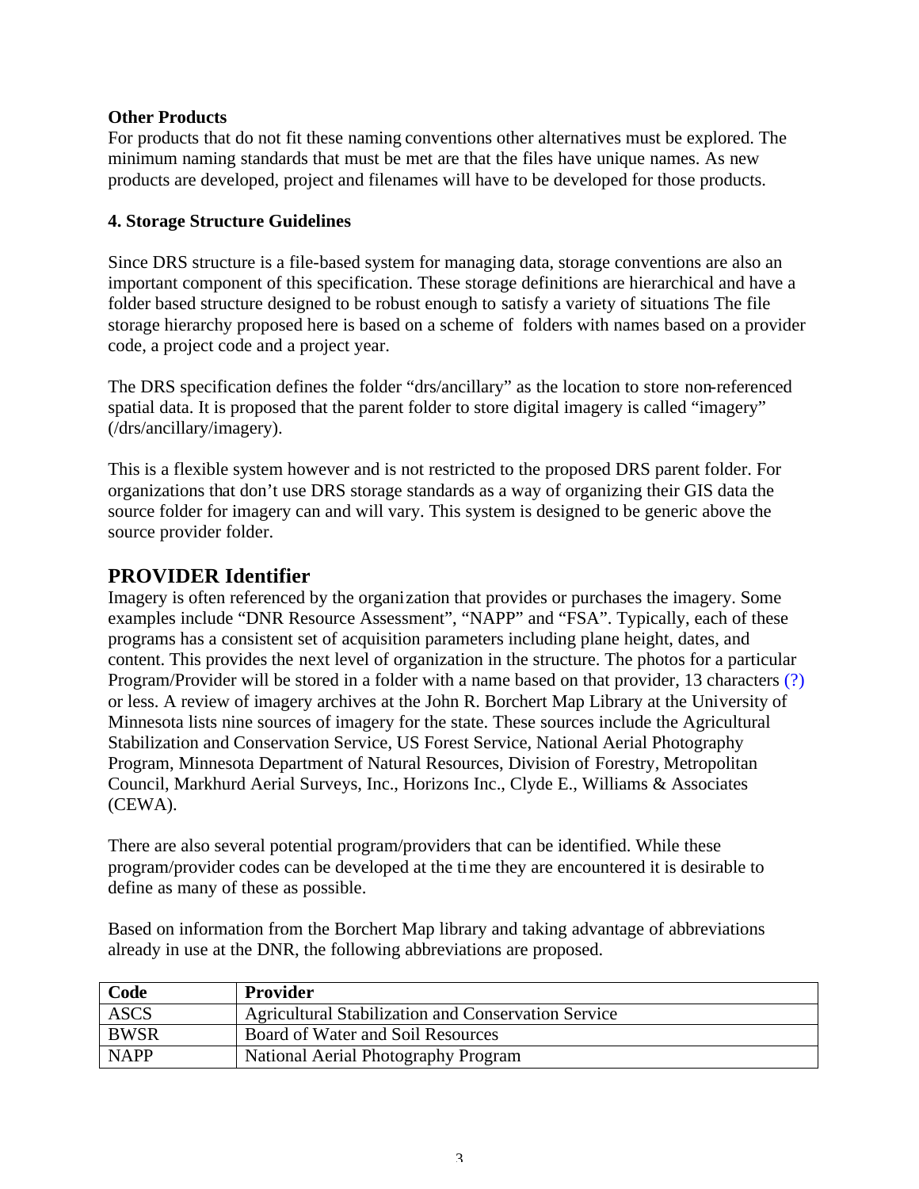**Other Products**

For products that do not fit these naming conventions other alternatives must be explored. The minimum naming standards that must be met are that the files have unique names. As new products are developed, project and filenames will have to be developed for those products.

**4. Storage Structure Guidelines**

Since DRS structure is a file-based system for managing data, storage conventions are also an important component of this specification. These storage definitions are hierarchical and have a folder based structure designed to be robust enough to satisfy a variety of situations The file storage hierarchy proposed here is based on a scheme of folders with names based on a provider code, a project code and a project year.

The DRS specification defines the folder "drs/ancillary" as the location to store non-referenced spatial data. It is proposed that the parent folder to store digital imagery is called "imagery" (/drs/ancillary/imagery).

This is a flexible system however and is not restricted to the proposed DRS parent folder. For organizations that don't use DRS storage standards as a way of organizing their GIS data the source folder for imagery can and will vary. This system is designed to be generic above the source provider folder.

## PROVIDER Identifier

Imagery is often referenced by the organization that provides or purchases the imagery. Some examples include "DNR Resource Assessment", "NAPP" and "FSA". Typically, each of these programs has a consistent set of acquisition parameters including plane height, dates, and content. This provides the next level of organization in the structure. The photos for a particular Program/Provider will be stored in a folder with a name based on that provider, 13 characters (?) or less. A review of imagery archives at the John R. Borchert Map Library at the University of Minnesota lists nine sources of imagery for the state. These sources include the Agricultural Stabilization and Conservation Service, US Forest Service, National Aerial Photography Program, Minnesota Department of Natural Resources, Division of Forestry, Metropolitan Council, Markhurd Aerial Surveys, Inc., Horizons Inc., Clyde E., Williams & Associates (CEWA).

There are also several potential program/providers that can be identified. While these program/provider codes can be developed at the time they are encountered it is desirable to define as many of these as possible.

Based on information from the Borchert Map library and taking advantage of abbreviations already in use at the DNR, the following abbreviations are proposed.

| Code | Provider |
|---|---|
| ASCS | Agricultural Stabilization and Conservation Service |
| BWSR | Board of Water and Soil Resources |
| NAPP | National Aerial Photography Program |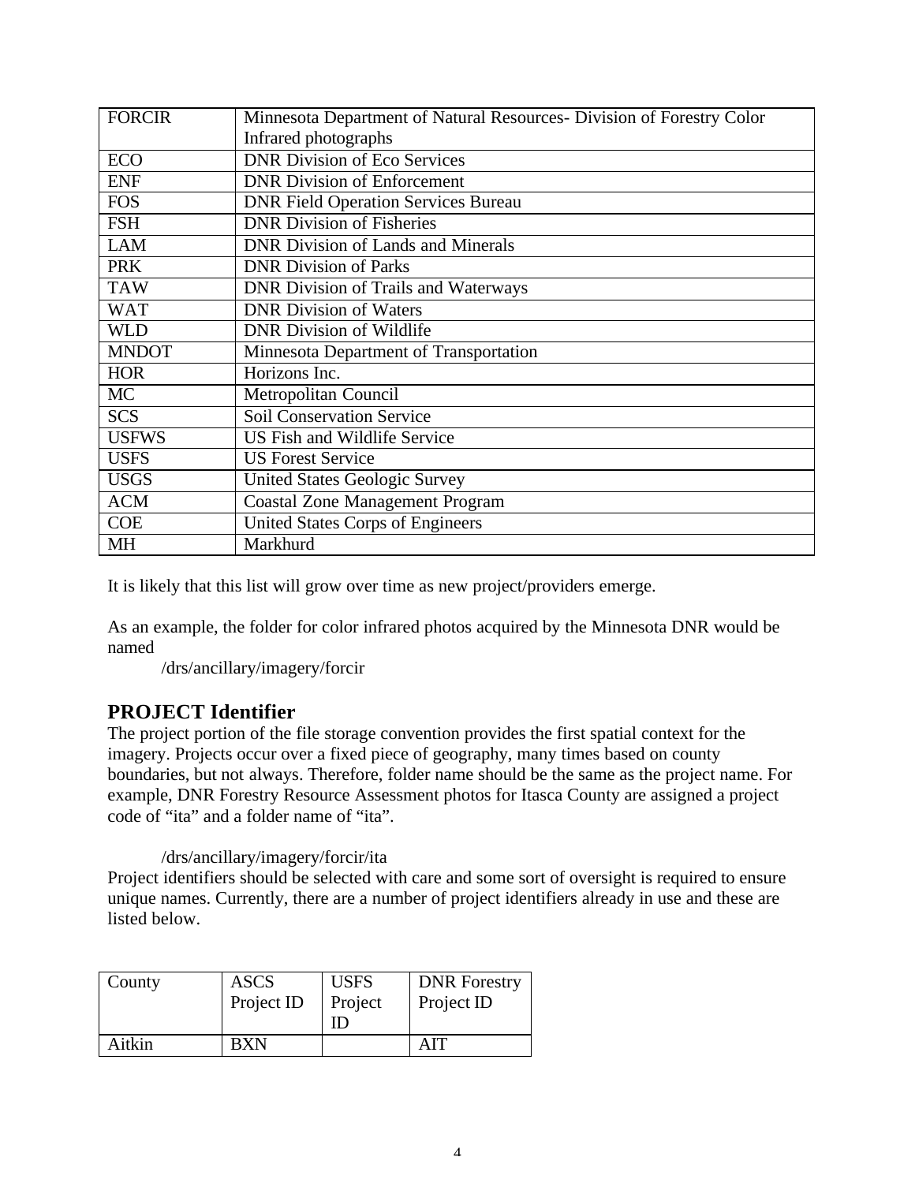| FORCIR | Minnesota Department of Natural Resources- Division of Forestry Color Infrared photographs |
|---|---|
| ECO | DNR Division of Eco Services |
| ENF | DNR Division of Enforcement |
| FOS | DNR Field Operation Services Bureau |
| FSH | DNR Division of Fisheries |
| LAM | DNR Division of Lands and Minerals |
| PRK | DNR Division of Parks |
| TAW | DNR Division of Trails and Waterways |
| WAT | DNR Division of Waters |
| WLD | DNR Division of Wildlife |
| MNDOT | Minnesota Department of Transportation |
| HOR | Horizons Inc. |
| MC | Metropolitan Council |
| SCS | Soil Conservation Service |
| USFWS | US Fish and Wildlife Service |
| USFS | US Forest Service |
| USGS | United States Geologic Survey |
| ACM | Coastal Zone Management Program |
| COE | United States Corps of Engineers |
| MH | Markhurd |

It is likely that this list will grow over time as new project/providers emerge.

As an example, the folder for color infrared photos acquired by the Minnesota DNR would be named

/drs/ancillary/imagery/forcir

## PROJECT Identifier

The project portion of the file storage convention provides the first spatial context for the imagery. Projects occur over a fixed piece of geography, many times based on county boundaries, but not always. Therefore, folder name should be the same as the project name. For example, DNR Forestry Resource Assessment photos for Itasca County are assigned a project code of "ita" and a folder name of "ita".

/drs/ancillary/imagery/forcir/ita

Project identifiers should be selected with care and some sort of oversight is required to ensure unique names. Currently, there are a number of project identifiers already in use and these are listed below.

| County | ASCS Project ID | USFS Project ID | DNR Forestry Project ID |
|---|---|---|---|
| Aitkin | BXN | | AIT |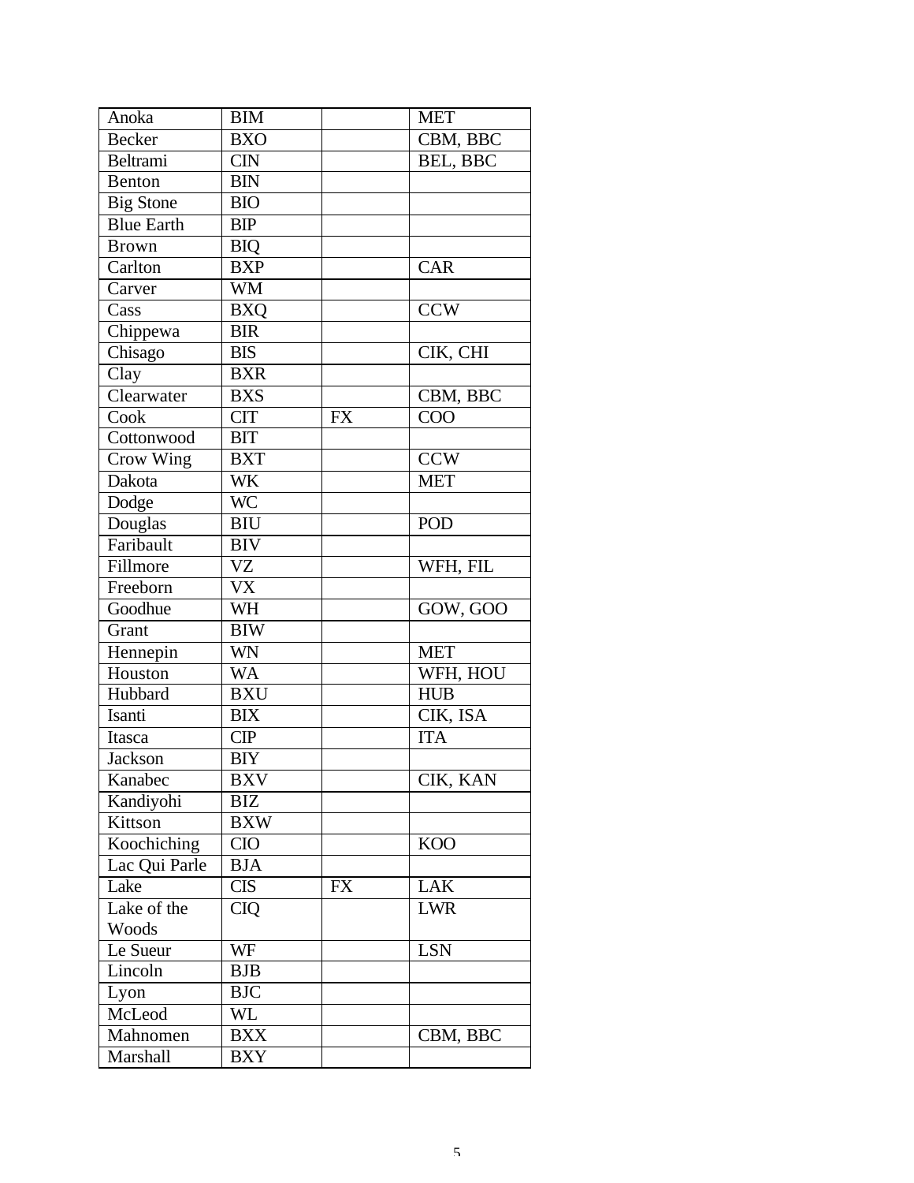| Anoka | BIM | | MET |
|---|---|---|---|
| Becker | BXO | | CBM, BBC |
| Beltrami | CIN | | BEL, BBC |
| Benton | BIN | | |
| Big Stone | BIO | | |
| Blue Earth | BIP | | |
| Brown | BIQ | | |
| Carlton | BXP | | CAR |
| Carver | WM | | |
| Cass | BXQ | | CCW |
| Chippewa | BIR | | |
| Chisago | BIS | | CIK, CHI |
| Clay | BXR | | |
| Clearwater | BXS | | CBM, BBC |
| Cook | CIT | FX | COO |
| Cottonwood | BIT | | |
| Crow Wing | BXT | | CCW |
| Dakota | WK | | MET |
| Dodge | WC | | |
| Douglas | BIU | | POD |
| Faribault | BIV | | |
| Fillmore | VZ | | WFH, FIL |
| Freeborn | VX | | |
| Goodhue | WH | | GOW, GOO |
| Grant | BIW | | |
| Hennepin | WN | | MET |
| Houston | WA | | WFH, HOU |
| Hubbard | BXU | | HUB |
| Isanti | BIX | | CIK, ISA |
| Itasca | CIP | | ITA |
| Jackson | BIY | | |
| Kanabec | BXV | | CIK, KAN |
| Kandiyohi | BIZ | | |
| Kittson | BXW | | |
| Koochiching | CIO | | KOO |
| Lac Qui Parle | BJA | | |
| Lake | CIS | FX | LAK |
| Lake of the Woods | CIQ | | LWR |
| Le Sueur | WF | | LSN |
| Lincoln | BJB | | |
| Lyon | BJC | | |
| McLeod | WL | | |
| Mahnomen | BXX | | CBM, BBC |
| Marshall | BXY | | |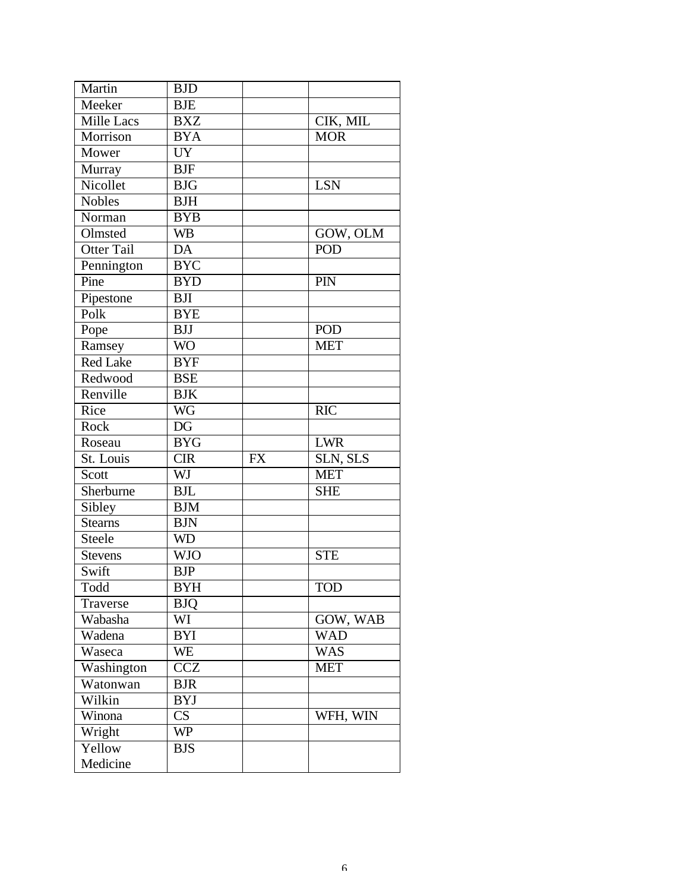| Martin | BJD | | |
|---|---|---|---|
| Meeker | BJE | | |
| Mille Lacs | BXZ | | CIK, MIL |
| Morrison | BYA | | MOR |
| Mower | UY | | |
| Murray | BJF | | |
| Nicollet | BJG | | LSN |
| Nobles | BJH | | |
| Norman | BYB | | |
| Olmsted | WB | | GOW, OLM |
| Otter Tail | DA | | POD |
| Pennington | BYC | | |
| Pine | BYD | | PIN |
| Pipestone | BJI | | |
| Polk | BYE | | |
| Pope | BJJ | | POD |
| Ramsey | WO | | MET |
| Red Lake | BYF | | |
| Redwood | BSE | | |
| Renville | BJK | | |
| Rice | WG | | RIC |
| Rock | DG | | |
| Roseau | BYG | | LWR |
| St. Louis | CIR | FX | SLN, SLS |
| Scott | WJ | | MET |
| Sherburne | BJL | | SHE |
| Sibley | BJM | | |
| Stearns | BJN | | |
| Steele | WD | | |
| Stevens | WJO | | STE |
| Swift | BJP | | |
| Todd | BYH | | TOD |
| Traverse | BJQ | | |
| Wabasha | WI | | GOW, WAB |
| Wadena | BYI | | WAD |
| Waseca | WE | | WAS |
| Washington | CCZ | | MET |
| Watonwan | BJR | | |
| Wilkin | BYJ | | |
| Winona | CS | | WFH, WIN |
| Wright | WP | | |
| Yellow Medicine | BJS | | |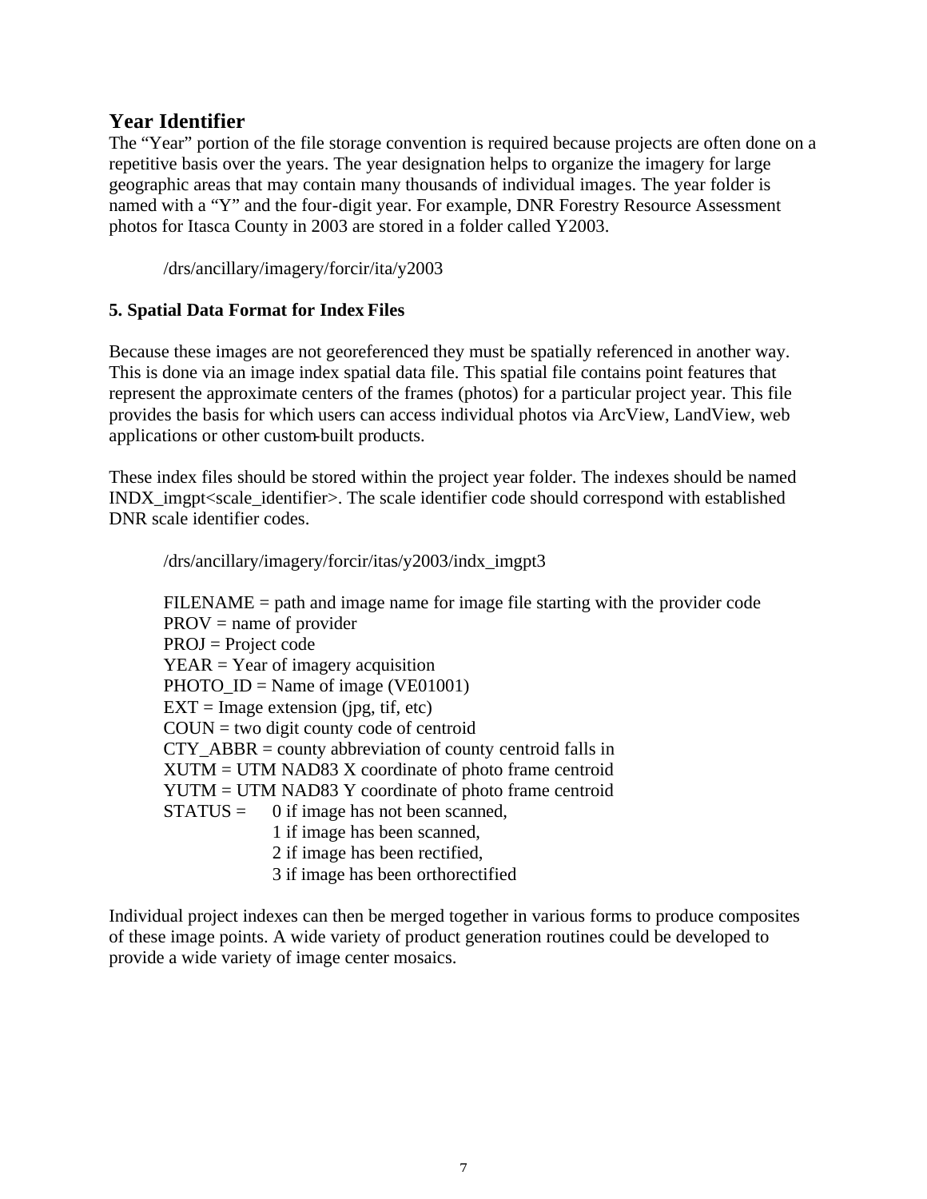## Year Identifier

The "Year" portion of the file storage convention is required because projects are often done on a repetitive basis over the years. The year designation helps to organize the imagery for large geographic areas that may contain many thousands of individual images. The year folder is named with a "Y" and the four-digit year. For example, DNR Forestry Resource Assessment photos for Itasca County in 2003 are stored in a folder called Y2003.

/drs/ancillary/imagery/forcir/ita/y2003

### 5. Spatial Data Format for Index Files

Because these images are not georeferenced they must be spatially referenced in another way. This is done via an image index spatial data file. This spatial file contains point features that represent the approximate centers of the frames (photos) for a particular project year. This file provides the basis for which users can access individual photos via ArcView, LandView, web applications or other custom-built products.

These index files should be stored within the project year folder. The indexes should be named INDX_imgpt<scale_identifier>. The scale identifier code should correspond with established DNR scale identifier codes.

/drs/ancillary/imagery/forcir/itas/y2003/indx_imgpt3

FILENAME = path and image name for image file starting with the provider code
PROV = name of provider
PROJ = Project code
YEAR = Year of imagery acquisition
PHOTO_ID = Name of image (VE01001)
EXT = Image extension (jpg, tif, etc)
COUN = two digit county code of centroid
CTY_ABBR = county abbreviation of county centroid falls in
XUTM = UTM NAD83 X coordinate of photo frame centroid
YUTM = UTM NAD83 Y coordinate of photo frame centroid
STATUS = 0 if image has not been scanned,
1 if image has been scanned,
2 if image has been rectified,
3 if image has been orthorectified

Individual project indexes can then be merged together in various forms to produce composites of these image points. A wide variety of product generation routines could be developed to provide a wide variety of image center mosaics.